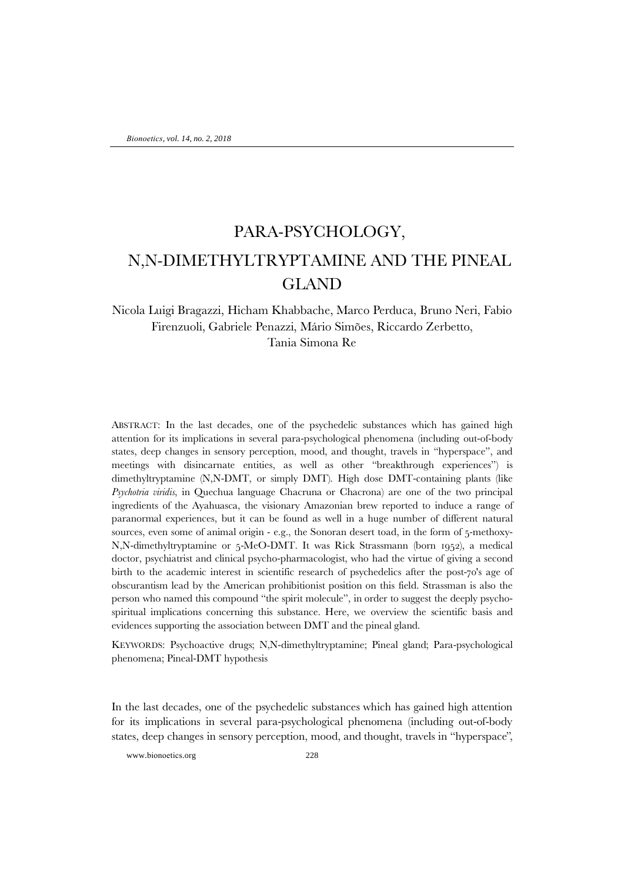# PARA-PSYCHOLOGY, N,N-DIMETHYLTRYPTAMINE AND THE PINEAL GLAND

Nicola Luigi Bragazzi, Hicham Khabbache, Marco Perduca, Bruno Neri, Fabio Firenzuoli, Gabriele Penazzi, Mário Simões, Riccardo Zerbetto, Tania Simona Re

ABSTRACT: In the last decades, one of the psychedelic substances which has gained high attention for its implications in several para-psychological phenomena (including out-of-body states, deep changes in sensory perception, mood, and thought, travels in "hyperspace", and meetings with disincarnate entities, as well as other "breakthrough experiences") is dimethyltryptamine (N,N-DMT, or simply DMT). High dose DMT-containing plants (like *Psychotria viridis*, in Quechua language Chacruna or Chacrona) are one of the two principal ingredients of the Ayahuasca, the visionary Amazonian brew reported to induce a range of paranormal experiences, but it can be found as well in a huge number of different natural sources, even some of animal origin - e.g., the Sonoran desert toad, in the form of 5-methoxy-N,N-dimethyltryptamine or 5-MeO-DMT. It was Rick Strassmann (born 1952), a medical doctor, psychiatrist and clinical psycho-pharmacologist, who had the virtue of giving a second birth to the academic interest in scientific research of psychedelics after the post-70's age of obscurantism lead by the American prohibitionist position on this field. Strassman is also the person who named this compound "the spirit molecule", in order to suggest the deeply psycho-spiritual implications concerning this substance. Here, we overview the scientific basis and evidences supporting the association between DMT and the pineal gland.

KEYWORDS: Psychoactive drugs; N,N-dimethyltryptamine; Pineal gland; Para-psychological phenomena; Pineal-DMT hypothesis

In the last decades, one of the psychedelic substances which has gained high attention for its implications in several para-psychological phenomena (including out-of-body states, deep changes in sensory perception, mood, and thought, travels in "hyperspace",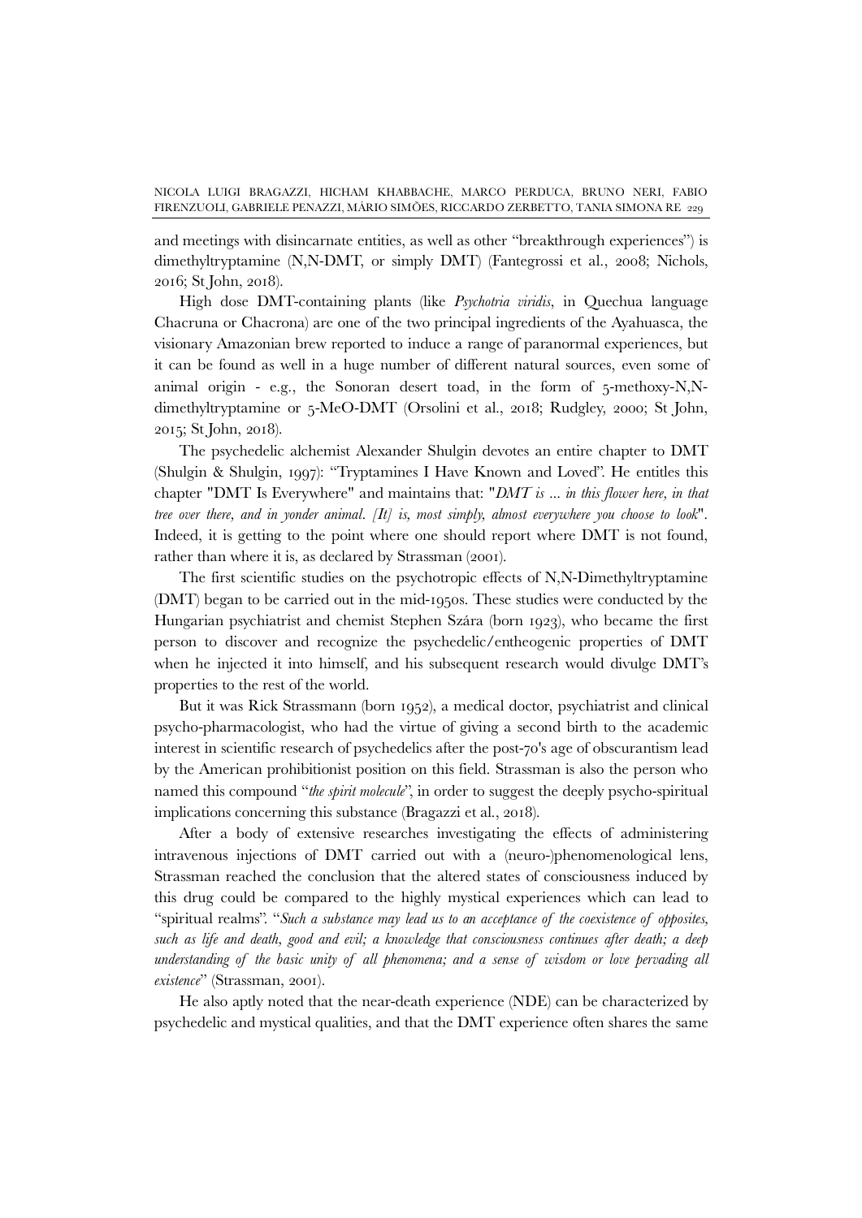and meetings with disincarnate entities, as well as other "breakthrough experiences") is dimethyltryptamine (N,N-DMT, or simply DMT) (Fantegrossi et al., 2008; Nichols, 2016; St John, 2018).

High dose DMT-containing plants (like *Psychotria viridis*, in Quechua language Chacruna or Chacrona) are one of the two principal ingredients of the Ayahuasca, the visionary Amazonian brew reported to induce a range of paranormal experiences, but it can be found as well in a huge number of different natural sources, even some of animal origin - e.g., the Sonoran desert toad, in the form of 5-methoxy-N,N-dimethyltryptamine or 5-MeO-DMT (Orsolini et al., 2018; Rudgley, 2000; St John, 2015; St John, 2018).

The psychedelic alchemist Alexander Shulgin devotes an entire chapter to DMT (Shulgin & Shulgin, 1997): "Tryptamines I Have Known and Loved". He entitles this chapter "DMT Is Everywhere" and maintains that: "*DMT is ... in this flower here, in that tree over there, and in yonder animal. [It] is, most simply, almost everywhere you choose to look*". Indeed, it is getting to the point where one should report where DMT is not found, rather than where it is, as declared by Strassman (2001).

The first scientific studies on the psychotropic effects of N,N-Dimethyltryptamine (DMT) began to be carried out in the mid-1950s. These studies were conducted by the Hungarian psychiatrist and chemist Stephen Szára (born 1923), who became the first person to discover and recognize the psychedelic/entheogenic properties of DMT when he injected it into himself, and his subsequent research would divulge DMT's properties to the rest of the world.

But it was Rick Strassmann (born 1952), a medical doctor, psychiatrist and clinical psycho-pharmacologist, who had the virtue of giving a second birth to the academic interest in scientific research of psychedelics after the post-70's age of obscurantism lead by the American prohibitionist position on this field. Strassman is also the person who named this compound "*the spirit molecule*", in order to suggest the deeply psycho-spiritual implications concerning this substance (Bragazzi et al., 2018).

After a body of extensive researches investigating the effects of administering intravenous injections of DMT carried out with a (neuro-)phenomenological lens, Strassman reached the conclusion that the altered states of consciousness induced by this drug could be compared to the highly mystical experiences which can lead to "spiritual realms". "*Such a substance may lead us to an acceptance of the coexistence of opposites, such as life and death, good and evil; a knowledge that consciousness continues after death; a deep understanding of the basic unity of all phenomena; and a sense of wisdom or love pervading all existence*" (Strassman, 2001).

He also aptly noted that the near-death experience (NDE) can be characterized by psychedelic and mystical qualities, and that the DMT experience often shares the same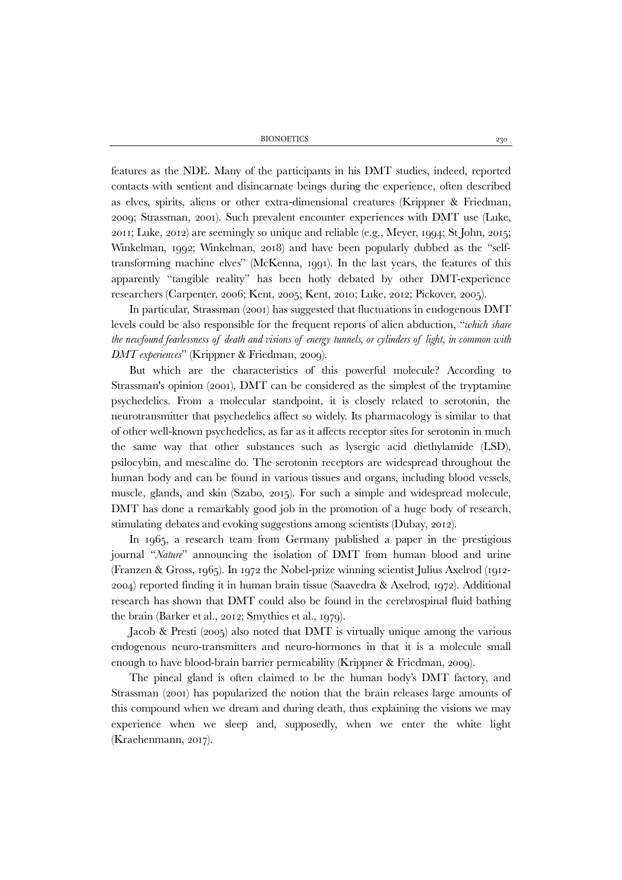features as the NDE. Many of the participants in his DMT studies, indeed, reported contacts with sentient and disincarnate beings during the experience, often described as elves, spirits, aliens or other extra-dimensional creatures (Krippner & Friedman, 2009; Strassman, 2001). Such prevalent encounter experiences with DMT use (Luke, 2011; Luke, 2012) are seemingly so unique and reliable (e.g., Meyer, 1994; St John, 2015; Winkelman, 1992; Winkelman, 2018) and have been popularly dubbed as the "self-transforming machine elves" (McKenna, 1991). In the last years, the features of this apparently "tangible reality" has been hotly debated by other DMT-experience researchers (Carpenter, 2006; Kent, 2005; Kent, 2010; Luke, 2012; Pickover, 2005).

In particular, Strassman (2001) has suggested that fluctuations in endogenous DMT levels could be also responsible for the frequent reports of alien abduction, "*which share the newfound fearlessness of death and visions of energy tunnels, or cylinders of light, in common with DMT experiences*" (Krippner & Friedman, 2009).

But which are the characteristics of this powerful molecule? According to Strassman's opinion (2001), DMT can be considered as the simplest of the tryptamine psychedelics. From a molecular standpoint, it is closely related to serotonin, the neurotransmitter that psychedelics affect so widely. Its pharmacology is similar to that of other well-known psychedelics, as far as it affects receptor sites for serotonin in much the same way that other substances such as lysergic acid diethylamide (LSD), psilocybin, and mescaline do. The serotonin receptors are widespread throughout the human body and can be found in various tissues and organs, including blood vessels, muscle, glands, and skin (Szabo, 2015). For such a simple and widespread molecule, DMT has done a remarkably good job in the promotion of a huge body of research, stimulating debates and evoking suggestions among scientists (Dubay, 2012).

In 1965, a research team from Germany published a paper in the prestigious journal "*Nature*" announcing the isolation of DMT from human blood and urine (Franzen & Gross, 1965). In 1972 the Nobel-prize winning scientist Julius Axelrod (1912-2004) reported finding it in human brain tissue (Saavedra & Axelrod, 1972). Additional research has shown that DMT could also be found in the cerebrospinal fluid bathing the brain (Barker et al., 2012; Smythies et al., 1979).

Jacob & Presti (2005) also noted that DMT is virtually unique among the various endogenous neuro-transmitters and neuro-hormones in that it is a molecule small enough to have blood-brain barrier permeability (Krippner & Friedman, 2009).

The pineal gland is often claimed to be the human body's DMT factory, and Strassman (2001) has popularized the notion that the brain releases large amounts of this compound when we dream and during death, thus explaining the visions we may experience when we sleep and, supposedly, when we enter the white light (Kraehenmann, 2017).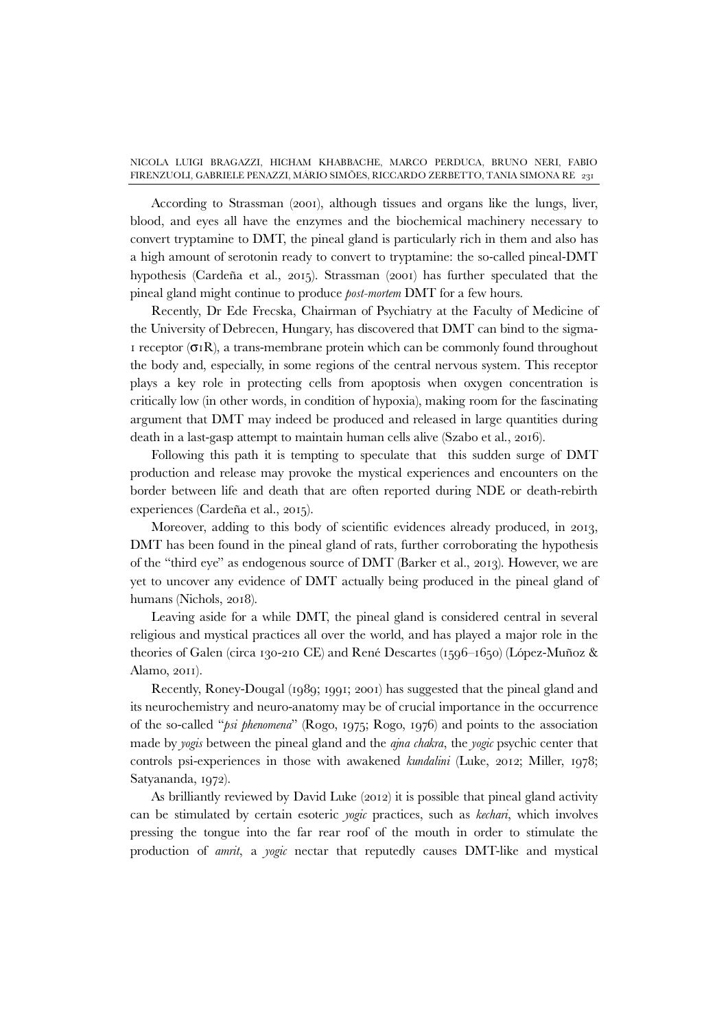According to Strassman (2001), although tissues and organs like the lungs, liver, blood, and eyes all have the enzymes and the biochemical machinery necessary to convert tryptamine to DMT, the pineal gland is particularly rich in them and also has a high amount of serotonin ready to convert to tryptamine: the so-called pineal-DMT hypothesis (Cardeña et al., 2015). Strassman (2001) has further speculated that the pineal gland might continue to produce *post-mortem* DMT for a few hours.

Recently, Dr Ede Frecska, Chairman of Psychiatry at the Faculty of Medicine of the University of Debrecen, Hungary, has discovered that DMT can bind to the sigma-1 receptor (σ1R), a trans-membrane protein which can be commonly found throughout the body and, especially, in some regions of the central nervous system. This receptor plays a key role in protecting cells from apoptosis when oxygen concentration is critically low (in other words, in condition of hypoxia), making room for the fascinating argument that DMT may indeed be produced and released in large quantities during death in a last-gasp attempt to maintain human cells alive (Szabo et al., 2016).

Following this path it is tempting to speculate that this sudden surge of DMT production and release may provoke the mystical experiences and encounters on the border between life and death that are often reported during NDE or death-rebirth experiences (Cardeña et al., 2015).

Moreover, adding to this body of scientific evidences already produced, in 2013, DMT has been found in the pineal gland of rats, further corroborating the hypothesis of the "third eye" as endogenous source of DMT (Barker et al., 2013). However, we are yet to uncover any evidence of DMT actually being produced in the pineal gland of humans (Nichols, 2018).

Leaving aside for a while DMT, the pineal gland is considered central in several religious and mystical practices all over the world, and has played a major role in the theories of Galen (circa 130-210 CE) and René Descartes (1596–1650) (López-Muñoz & Alamo, 2011).

Recently, Roney-Dougal (1989; 1991; 2001) has suggested that the pineal gland and its neurochemistry and neuro-anatomy may be of crucial importance in the occurrence of the so-called "*psi phenomena*" (Rogo, 1975; Rogo, 1976) and points to the association made by *yogis* between the pineal gland and the *ajna chakra*, the *yogic* psychic center that controls psi-experiences in those with awakened *kundalini* (Luke, 2012; Miller, 1978; Satyananda, 1972).

As brilliantly reviewed by David Luke (2012) it is possible that pineal gland activity can be stimulated by certain esoteric *yogic* practices, such as *kechari*, which involves pressing the tongue into the far rear roof of the mouth in order to stimulate the production of *amrit*, a *yogic* nectar that reputedly causes DMT-like and mystical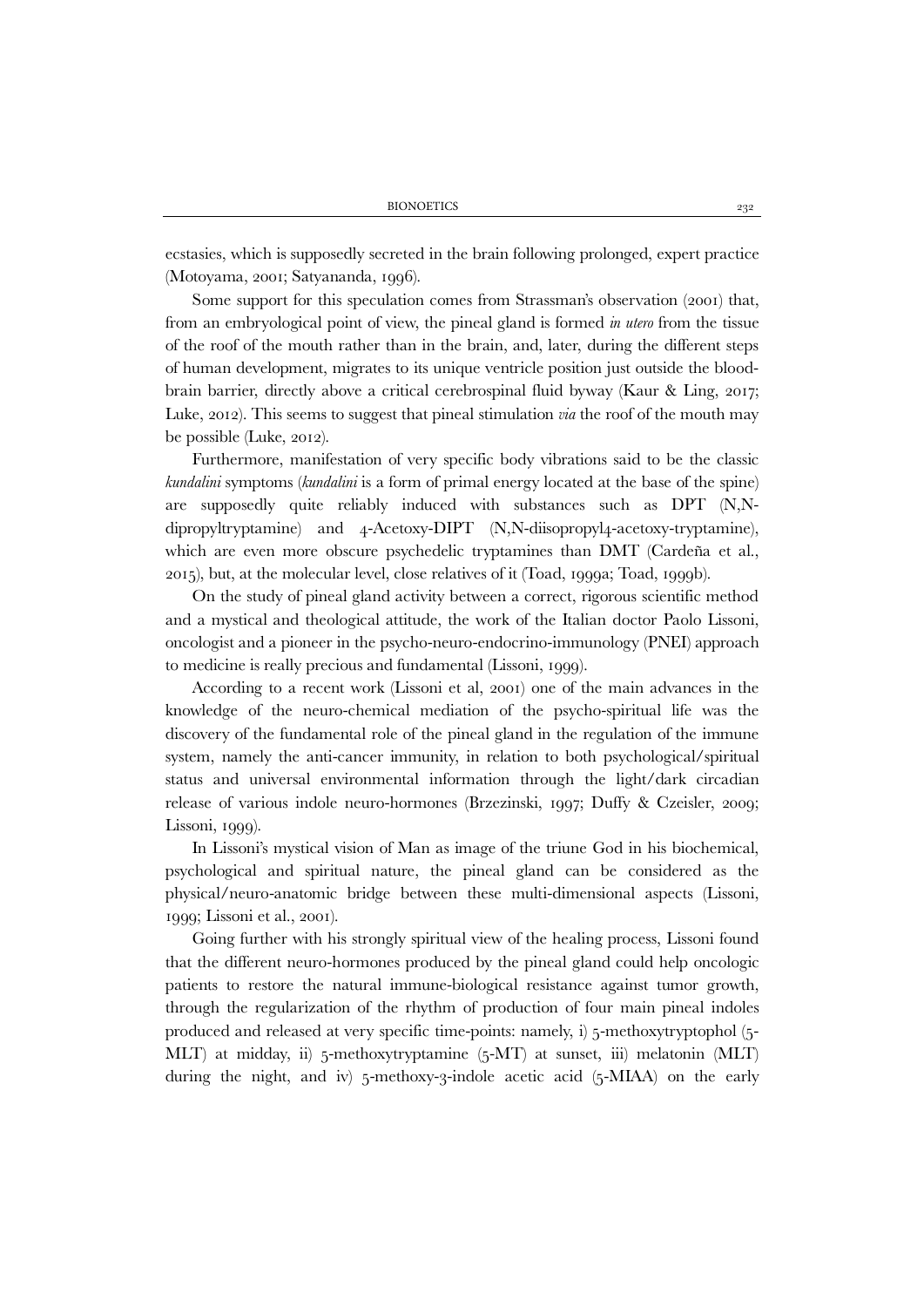ecstasies, which is supposedly secreted in the brain following prolonged, expert practice (Motoyama, 2001; Satyananda, 1996).

Some support for this speculation comes from Strassman's observation (2001) that, from an embryological point of view, the pineal gland is formed *in utero* from the tissue of the roof of the mouth rather than in the brain, and, later, during the different steps of human development, migrates to its unique ventricle position just outside the blood-brain barrier, directly above a critical cerebrospinal fluid byway (Kaur & Ling, 2017; Luke, 2012). This seems to suggest that pineal stimulation *via* the roof of the mouth may be possible (Luke, 2012).

Furthermore, manifestation of very specific body vibrations said to be the classic *kundalini* symptoms (*kundalini* is a form of primal energy located at the base of the spine) are supposedly quite reliably induced with substances such as DPT (N,N-dipropyltryptamine) and 4-Acetoxy-DIPT (N,N-diisopropyl4-acetoxy-tryptamine), which are even more obscure psychedelic tryptamines than DMT (Cardeña et al., 2015), but, at the molecular level, close relatives of it (Toad, 1999a; Toad, 1999b).

On the study of pineal gland activity between a correct, rigorous scientific method and a mystical and theological attitude, the work of the Italian doctor Paolo Lissoni, oncologist and a pioneer in the psycho-neuro-endocrino-immunology (PNEI) approach to medicine is really precious and fundamental (Lissoni, 1999).

According to a recent work (Lissoni et al, 2001) one of the main advances in the knowledge of the neuro-chemical mediation of the psycho-spiritual life was the discovery of the fundamental role of the pineal gland in the regulation of the immune system, namely the anti-cancer immunity, in relation to both psychological/spiritual status and universal environmental information through the light/dark circadian release of various indole neuro-hormones (Brzezinski, 1997; Duffy & Czeisler, 2009; Lissoni, 1999).

In Lissoni's mystical vision of Man as image of the triune God in his biochemical, psychological and spiritual nature, the pineal gland can be considered as the physical/neuro-anatomic bridge between these multi-dimensional aspects (Lissoni, 1999; Lissoni et al., 2001).

Going further with his strongly spiritual view of the healing process, Lissoni found that the different neuro-hormones produced by the pineal gland could help oncologic patients to restore the natural immune-biological resistance against tumor growth, through the regularization of the rhythm of production of four main pineal indoles produced and released at very specific time-points: namely, i) 5-methoxytryptophol (5-MLT) at midday, ii) 5-methoxytryptamine (5-MT) at sunset, iii) melatonin (MLT) during the night, and iv) 5-methoxy-3-indole acetic acid (5-MIAA) on the early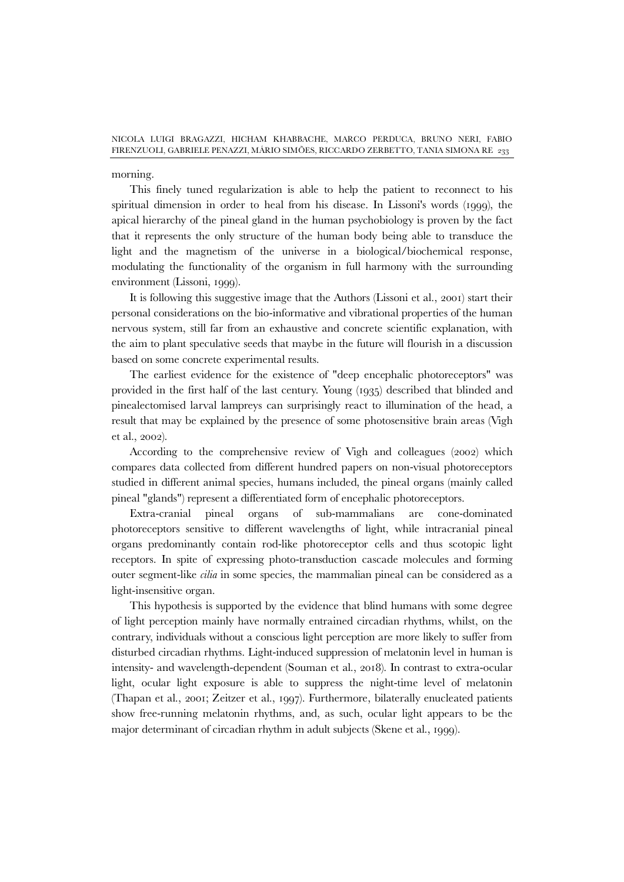morning.

This finely tuned regularization is able to help the patient to reconnect to his spiritual dimension in order to heal from his disease. In Lissoni's words (1999), the apical hierarchy of the pineal gland in the human psychobiology is proven by the fact that it represents the only structure of the human body being able to transduce the light and the magnetism of the universe in a biological/biochemical response, modulating the functionality of the organism in full harmony with the surrounding environment (Lissoni, 1999).

It is following this suggestive image that the Authors (Lissoni et al., 2001) start their personal considerations on the bio-informative and vibrational properties of the human nervous system, still far from an exhaustive and concrete scientific explanation, with the aim to plant speculative seeds that maybe in the future will flourish in a discussion based on some concrete experimental results.

The earliest evidence for the existence of "deep encephalic photoreceptors" was provided in the first half of the last century. Young (1935) described that blinded and pinealectomised larval lampreys can surprisingly react to illumination of the head, a result that may be explained by the presence of some photosensitive brain areas (Vigh et al., 2002).

According to the comprehensive review of Vigh and colleagues (2002) which compares data collected from different hundred papers on non-visual photoreceptors studied in different animal species, humans included, the pineal organs (mainly called pineal "glands") represent a differentiated form of encephalic photoreceptors.

Extra-cranial pineal organs of sub-mammalians are cone-dominated photoreceptors sensitive to different wavelengths of light, while intracranial pineal organs predominantly contain rod-like photoreceptor cells and thus scotopic light receptors. In spite of expressing photo-transduction cascade molecules and forming outer segment-like *cilia* in some species, the mammalian pineal can be considered as a light-insensitive organ.

This hypothesis is supported by the evidence that blind humans with some degree of light perception mainly have normally entrained circadian rhythms, whilst, on the contrary, individuals without a conscious light perception are more likely to suffer from disturbed circadian rhythms. Light-induced suppression of melatonin level in human is intensity- and wavelength-dependent (Souman et al., 2018). In contrast to extra-ocular light, ocular light exposure is able to suppress the night-time level of melatonin (Thapan et al., 2001; Zeitzer et al., 1997). Furthermore, bilaterally enucleated patients show free-running melatonin rhythms, and, as such, ocular light appears to be the major determinant of circadian rhythm in adult subjects (Skene et al., 1999).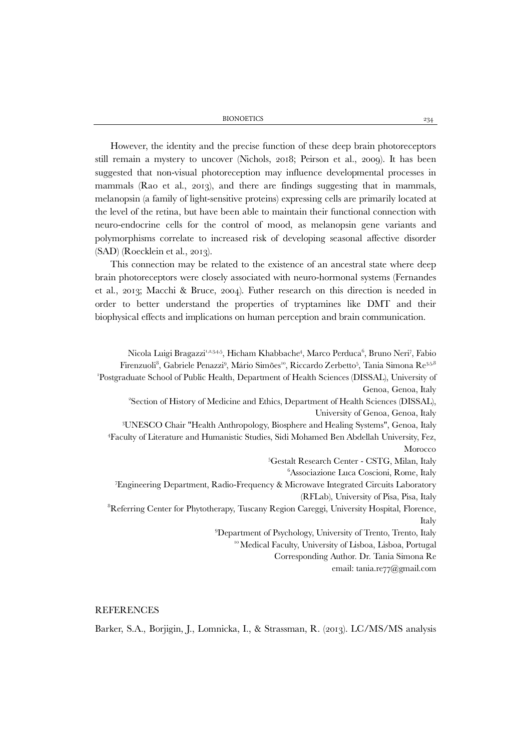However, the identity and the precise function of these deep brain photoreceptors still remain a mystery to uncover (Nichols, 2018; Peirson et al., 2009). It has been suggested that non-visual photoreception may influence developmental processes in mammals (Rao et al., 2013), and there are findings suggesting that in mammals, melanopsin (a family of light-sensitive proteins) expressing cells are primarily located at the level of the retina, but have been able to maintain their functional connection with neuro-endocrine cells for the control of mood, as melanopsin gene variants and polymorphisms correlate to increased risk of developing seasonal affective disorder (SAD) (Roecklein et al., 2013).

This connection may be related to the existence of an ancestral state where deep brain photoreceptors were closely associated with neuro-hormonal systems (Fernandes et al., 2013; Macchi & Bruce, 2004). Futher research on this direction is needed in order to better understand the properties of tryptamines like DMT and their biophysical effects and implications on human perception and brain communication.

Nicola Luigi Bragazzi[1,2,3,4,5], Hicham Khabbache[4], Marco Perduca[6], Bruno Neri[7], Fabio Firenzuoli[8], Gabriele Penazzi[9], Mário Simões[10], Riccardo Zerbetto[5], Tania Simona Re[3,5,8]

[1]Postgraduate School of Public Health, Department of Health Sciences (DISSAL), University of Genoa, Genoa, Italy

[2]Section of History of Medicine and Ethics, Department of Health Sciences (DISSAL), University of Genoa, Genoa, Italy

[3]UNESCO Chair "Health Anthropology, Biosphere and Healing Systems", Genoa, Italy

[4]Faculty of Literature and Humanistic Studies, Sidi Mohamed Ben Abdellah University, Fez, Morocco

[5]Gestalt Research Center - CSTG, Milan, Italy

[6]Associazione Luca Coscioni, Rome, Italy

[7]Engineering Department, Radio-Frequency & Microwave Integrated Circuits Laboratory (RFLab), University of Pisa, Pisa, Italy

[8]Referring Center for Phytotherapy, Tuscany Region Careggi, University Hospital, Florence, Italy

[9]Department of Psychology, University of Trento, Trento, Italy

[10]Medical Faculty, University of Lisboa, Lisboa, Portugal

Corresponding Author. Dr. Tania Simona Re

email: tania.re77@gmail.com

## REFERENCES

Barker, S.A., Borjigin, J., Lomnicka, I., & Strassman, R. (2013). LC/MS/MS analysis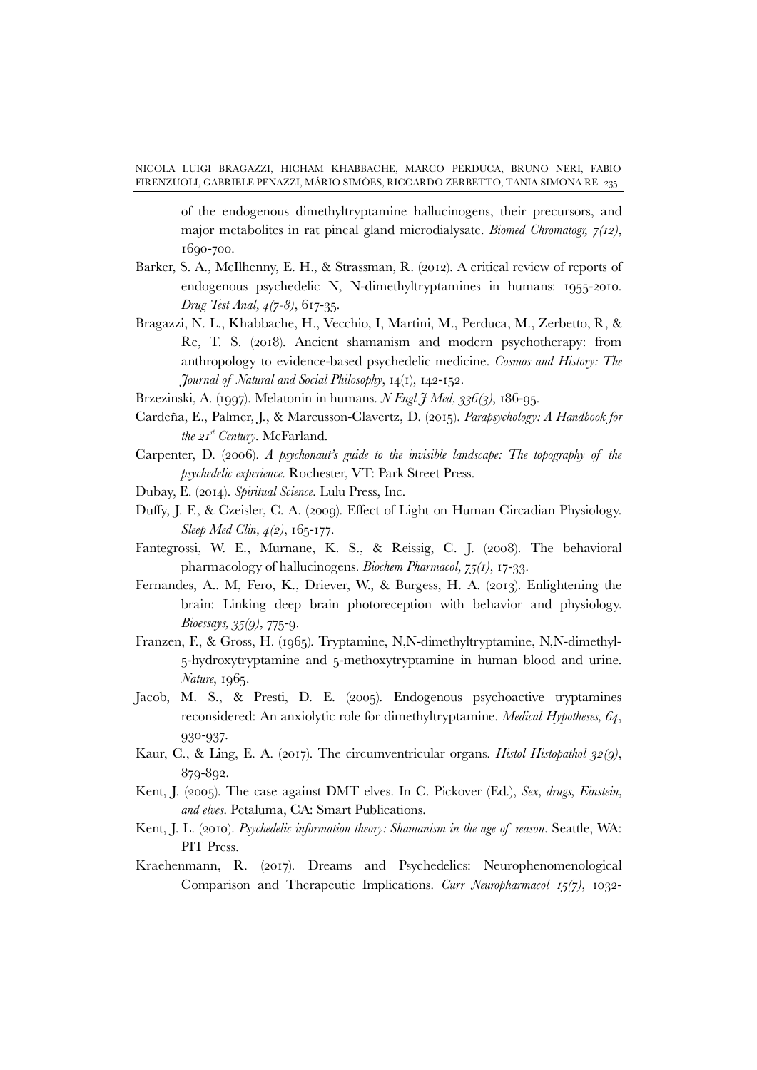of the endogenous dimethyltryptamine hallucinogens, their precursors, and major metabolites in rat pineal gland microdialysate. *Biomed Chromatogr, 7(12)*, 1690-700.

Barker, S. A., McIlhenny, E. H., & Strassman, R. (2012). A critical review of reports of endogenous psychedelic N, N-dimethyltryptamines in humans: 1955-2010. *Drug Test Anal, 4(7-8)*, 617-35.

Bragazzi, N. L., Khabbache, H., Vecchio, I, Martini, M., Perduca, M., Zerbetto, R, & Re, T. S. (2018). Ancient shamanism and modern psychotherapy: from anthropology to evidence-based psychedelic medicine. *Cosmos and History: The Journal of Natural and Social Philosophy*, 14(1), 142-152.

Brzezinski, A. (1997). Melatonin in humans. *N Engl J Med, 336(3)*, 186-95.

Cardeña, E., Palmer, J., & Marcusson-Clavertz, D. (2015). *Parapsychology: A Handbook for the 21st Century*. McFarland.

Carpenter, D. (2006). *A psychonaut's guide to the invisible landscape: The topography of the psychedelic experience*. Rochester, VT: Park Street Press.

Dubay, E. (2014). *Spiritual Science*. Lulu Press, Inc.

Duffy, J. F., & Czeisler, C. A. (2009). Effect of Light on Human Circadian Physiology. *Sleep Med Clin, 4(2)*, 165-177.

Fantegrossi, W. E., Murnane, K. S., & Reissig, C. J. (2008). The behavioral pharmacology of hallucinogens. *Biochem Pharmacol, 75(1)*, 17-33.

Fernandes, A.. M, Fero, K., Driever, W., & Burgess, H. A. (2013). Enlightening the brain: Linking deep brain photoreception with behavior and physiology. *Bioessays, 35(9)*, 775-9.

Franzen, F., & Gross, H. (1965). Tryptamine, N,N-dimethyltryptamine, N,N-dimethyl-5-hydroxytryptamine and 5-methoxytryptamine in human blood and urine. *Nature*, 1965.

Jacob, M. S., & Presti, D. E. (2005). Endogenous psychoactive tryptamines reconsidered: An anxiolytic role for dimethyltryptamine. *Medical Hypotheses, 64*, 930-937.

Kaur, C., & Ling, E. A. (2017). The circumventricular organs. *Histol Histopathol 32(9)*, 879-892.

Kent, J. (2005). The case against DMT elves. In C. Pickover (Ed.), *Sex, drugs, Einstein, and elves*. Petaluma, CA: Smart Publications.

Kent, J. L. (2010). *Psychedelic information theory: Shamanism in the age of reason*. Seattle, WA: PIT Press.

Kraehenmann, R. (2017). Dreams and Psychedelics: Neurophenomenological Comparison and Therapeutic Implications. *Curr Neuropharmacol 15(7)*, 1032-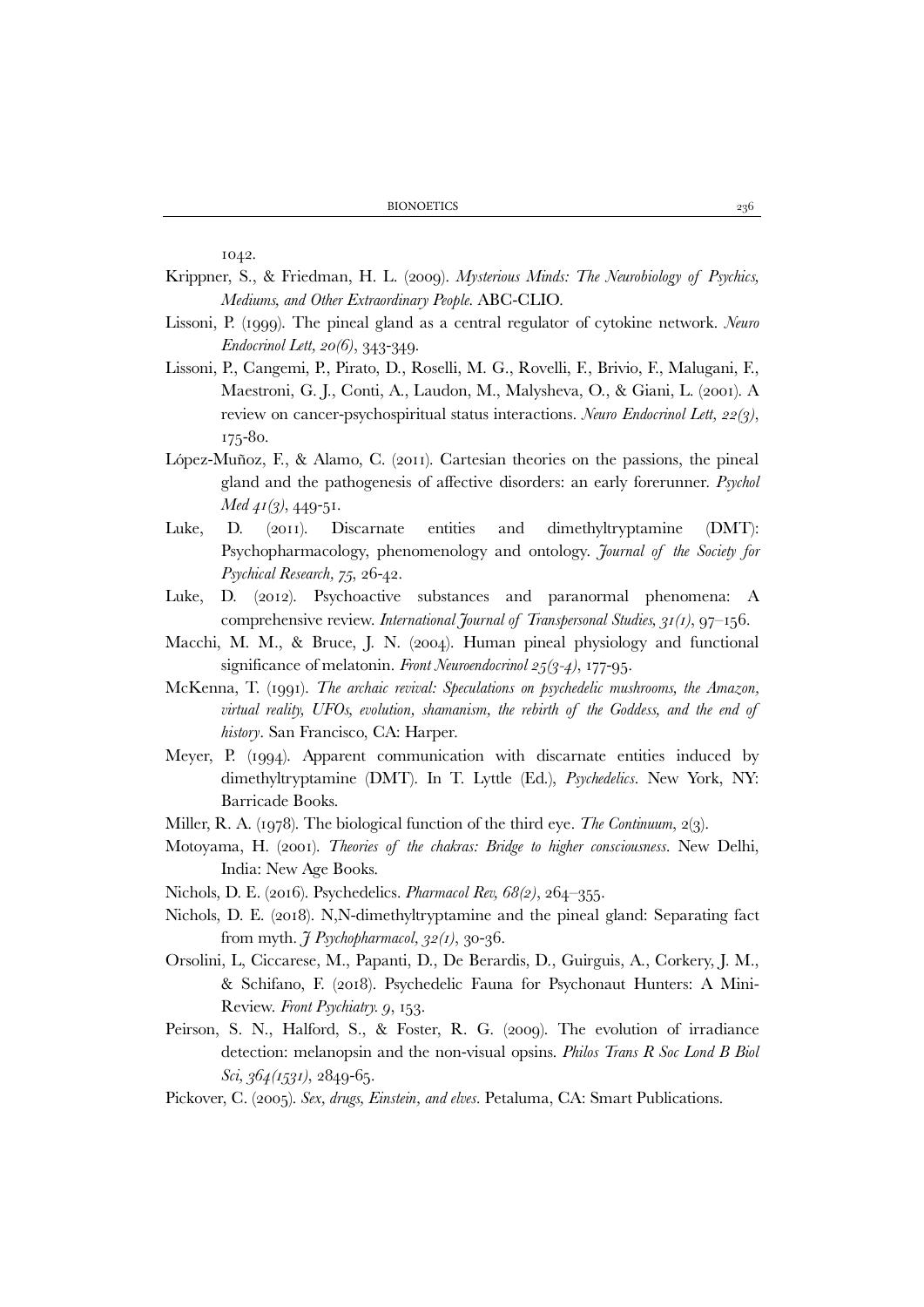1042.

Krippner, S., & Friedman, H. L. (2009). *Mysterious Minds: The Neurobiology of Psychics, Mediums, and Other Extraordinary People*. ABC-CLIO.

Lissoni, P. (1999). The pineal gland as a central regulator of cytokine network. *Neuro Endocrinol Lett, 20(6)*, 343-349.

Lissoni, P., Cangemi, P., Pirato, D., Roselli, M. G., Rovelli, F., Brivio, F., Malugani, F., Maestroni, G. J., Conti, A., Laudon, M., Malysheva, O., & Giani, L. (2001). A review on cancer-psychospiritual status interactions. *Neuro Endocrinol Lett, 22(3)*, 175-80.

López-Muñoz, F., & Alamo, C. (2011). Cartesian theories on the passions, the pineal gland and the pathogenesis of affective disorders: an early forerunner. *Psychol Med 41(3)*, 449-51.

Luke, D. (2011). Discarnate entities and dimethyltryptamine (DMT): Psychopharmacology, phenomenology and ontology. *Journal of the Society for Psychical Research, 75*, 26-42.

Luke, D. (2012). Psychoactive substances and paranormal phenomena: A comprehensive review. *International Journal of Transpersonal Studies, 31(1)*, 97–156.

Macchi, M. M., & Bruce, J. N. (2004). Human pineal physiology and functional significance of melatonin. *Front Neuroendocrinol 25(3-4)*, 177-95.

McKenna, T. (1991). *The archaic revival: Speculations on psychedelic mushrooms, the Amazon, virtual reality, UFOs, evolution, shamanism, the rebirth of the Goddess, and the end of history*. San Francisco, CA: Harper.

Meyer, P. (1994). Apparent communication with discarnate entities induced by dimethyltryptamine (DMT). In T. Lyttle (Ed.), *Psychedelics*. New York, NY: Barricade Books.

Miller, R. A. (1978). The biological function of the third eye. *The Continuum*, 2(3).

Motoyama, H. (2001). *Theories of the chakras: Bridge to higher consciousness*. New Delhi, India: New Age Books.

Nichols, D. E. (2016). Psychedelics. *Pharmacol Rev, 68(2)*, 264–355.

Nichols, D. E. (2018). N,N-dimethyltryptamine and the pineal gland: Separating fact from myth. *J Psychopharmacol, 32(1)*, 30-36.

Orsolini, L, Ciccarese, M., Papanti, D., De Berardis, D., Guirguis, A., Corkery, J. M., & Schifano, F. (2018). Psychedelic Fauna for Psychonaut Hunters: A Mini-Review. *Front Psychiatry. 9*, 153.

Peirson, S. N., Halford, S., & Foster, R. G. (2009). The evolution of irradiance detection: melanopsin and the non-visual opsins. *Philos Trans R Soc Lond B Biol Sci, 364(1531)*, 2849-65.

Pickover, C. (2005). *Sex, drugs, Einstein, and elves*. Petaluma, CA: Smart Publications.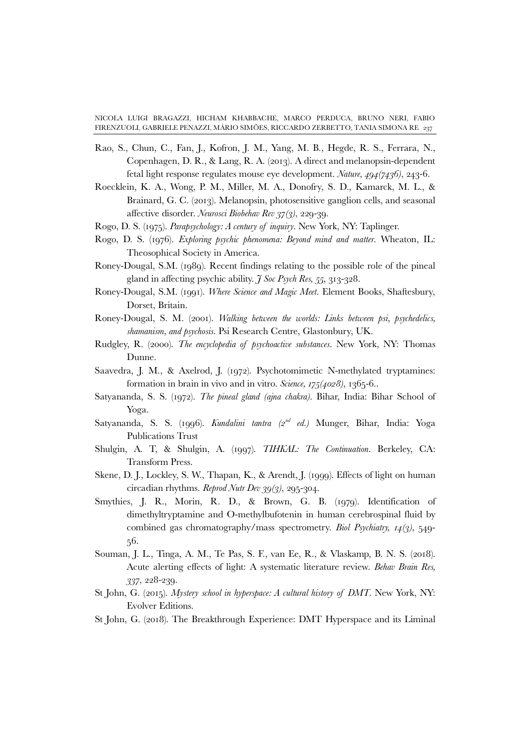Rao, S., Chun, C., Fan, J., Kofron, J. M., Yang, M. B., Hegde, R. S., Ferrara, N., Copenhagen, D. R., & Lang, R. A. (2013). A direct and melanopsin-dependent fetal light response regulates mouse eye development. *Nature, 494(7436)*, 243-6.

Roecklein, K. A., Wong, P. M., Miller, M. A., Donofry, S. D., Kamarck, M. L., & Brainard, G. C. (2013). Melanopsin, photosensitive ganglion cells, and seasonal affective disorder. *Neurosci Biobehav Rev 37(3)*, 229-39.

Rogo, D. S. (1975). *Parapsychology: A century of inquiry*. New York, NY: Taplinger.

Rogo, D. S. (1976). *Exploring psychic phenomena: Beyond mind and matter*. Wheaton, IL: Theosophical Society in America.

Roney-Dougal, S.M. (1989). Recent findings relating to the possible role of the pineal gland in affecting psychic ability. *J Soc Psych Res, 55*, 313-328.

Roney-Dougal, S.M. (1991). *Where Science and Magic Meet*. Element Books, Shaftesbury, Dorset, Britain.

Roney-Dougal, S. M. (2001). *Walking between the worlds: Links between psi, psychedelics, shamanism, and psychosis*. Psi Research Centre, Glastonbury, UK.

Rudgley, R. (2000). *The encyclopedia of psychoactive substances*. New York, NY: Thomas Dunne.

Saavedra, J. M., & Axelrod, J. (1972). Psychotomimetic N-methylated tryptamines: formation in brain in vivo and in vitro. *Science, 175(4028)*, 1365-6..

Satyananda, S. S. (1972). *The pineal gland (ajna chakra)*. Bihar, India: Bihar School of Yoga.

Satyananda, S. S. (1996). *Kundalini tantra (2nd ed.)* Munger, Bihar, India: Yoga Publications Trust

Shulgin, A. T, & Shulgin, A. (1997). *TIHKAL: The Continuation*. Berkeley, CA: Transform Press.

Skene, D. J., Lockley, S. W., Thapan, K., & Arendt, J. (1999). Effects of light on human circadian rhythms. *Reprod Nutr Dev 39(3)*, 295-304.

Smythies, J. R., Morin, R. D., & Brown, G. B. (1979). Identification of dimethyltryptamine and O-methylbufotenin in human cerebrospinal fluid by combined gas chromatography/mass spectrometry. *Biol Psychiatry, 14(3)*, 549-56.

Souman, J. L., Tinga, A. M., Te Pas, S. F., van Ee, R., & Vlaskamp, B. N. S. (2018). Acute alerting effects of light: A systematic literature review. *Behav Brain Res, 337*, 228-239.

St John, G. (2015). *Mystery school in hyperspace: A cultural history of DMT*. New York, NY: Evolver Editions.

St John, G. (2018). The Breakthrough Experience: DMT Hyperspace and its Liminal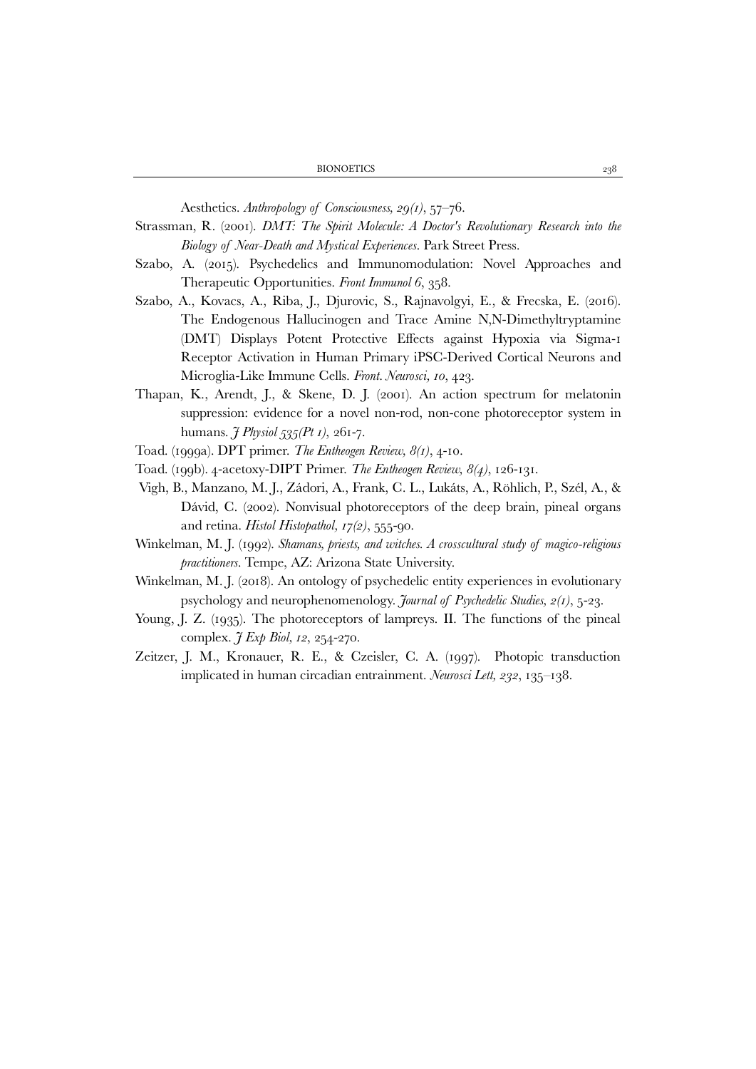Aesthetics. *Anthropology of Consciousness, 29(1)*, 57–76.

Strassman, R. (2001). *DMT: The Spirit Molecule: A Doctor's Revolutionary Research into the Biology of Near-Death and Mystical Experiences*. Park Street Press.

Szabo, A. (2015). Psychedelics and Immunomodulation: Novel Approaches and Therapeutic Opportunities. *Front Immunol 6*, 358.

Szabo, A., Kovacs, A., Riba, J., Djurovic, S., Rajnavolgyi, E., & Frecska, E. (2016). The Endogenous Hallucinogen and Trace Amine N,N-Dimethyltryptamine (DMT) Displays Potent Protective Effects against Hypoxia via Sigma-1 Receptor Activation in Human Primary iPSC-Derived Cortical Neurons and Microglia-Like Immune Cells. *Front. Neurosci, 10*, 423.

Thapan, K., Arendt, J., & Skene, D. J. (2001). An action spectrum for melatonin suppression: evidence for a novel non-rod, non-cone photoreceptor system in humans. *J Physiol 535(Pt 1)*, 261-7.

Toad. (1999a). DPT primer. *The Entheogen Review, 8(1)*, 4-10.

Toad. (199b). 4-acetoxy-DIPT Primer. *The Entheogen Review, 8(4)*, 126-131.

Vigh, B., Manzano, M. J., Zádori, A., Frank, C. L., Lukáts, A., Röhlich, P., Szél, A., & Dávid, C. (2002). Nonvisual photoreceptors of the deep brain, pineal organs and retina. *Histol Histopathol, 17(2)*, 555-90.

Winkelman, M. J. (1992). *Shamans, priests, and witches. A crosscultural study of magico-religious practitioners*. Tempe, AZ: Arizona State University.

Winkelman, M. J. (2018). An ontology of psychedelic entity experiences in evolutionary psychology and neurophenomenology. *Journal of Psychedelic Studies, 2(1)*, 5-23.

Young, J. Z. (1935). The photoreceptors of lampreys. II. The functions of the pineal complex. *J Exp Biol, 12*, 254-270.

Zeitzer, J. M., Kronauer, R. E., & Czeisler, C. A. (1997). Photopic transduction implicated in human circadian entrainment. *Neurosci Lett, 232*, 135–138.